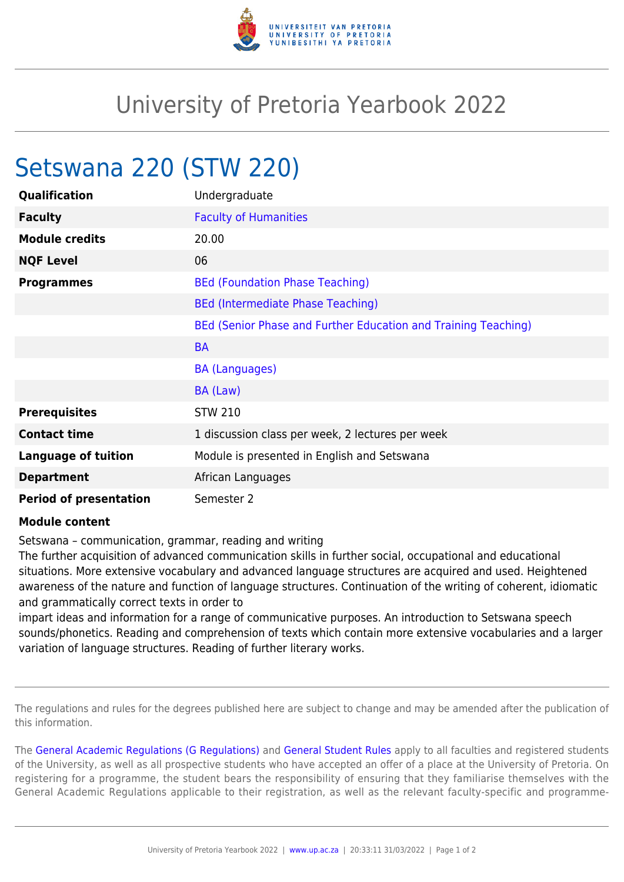# University of Pretoria Yearbook 2022

## Setswana 220 (STW 220)

| | |
|---|---|
| **Qualification** | Undergraduate |
| **Faculty** | Faculty of Humanities |
| **Module credits** | 20.00 |
| **NQF Level** | 06 |
| **Programmes** | BEd (Foundation Phase Teaching) |
| | BEd (Intermediate Phase Teaching) |
| | BEd (Senior Phase and Further Education and Training Teaching) |
| | BA |
| | BA (Languages) |
| | BA (Law) |
| **Prerequisites** | STW 210 |
| **Contact time** | 1 discussion class per week, 2 lectures per week |
| **Language of tuition** | Module is presented in English and Setswana |
| **Department** | African Languages |
| **Period of presentation** | Semester 2 |

**Module content**

Setswana – communication, grammar, reading and writing
The further acquisition of advanced communication skills in further social, occupational and educational situations. More extensive vocabulary and advanced language structures are acquired and used. Heightened awareness of the nature and function of language structures. Continuation of the writing of coherent, idiomatic and grammatically correct texts in order to
impart ideas and information for a range of communicative purposes. An introduction to Setswana speech sounds/phonetics. Reading and comprehension of texts which contain more extensive vocabularies and a larger variation of language structures. Reading of further literary works.

---

The regulations and rules for the degrees published here are subject to change and may be amended after the publication of this information.

The General Academic Regulations (G Regulations) and General Student Rules apply to all faculties and registered students of the University, as well as all prospective students who have accepted an offer of a place at the University of Pretoria. On registering for a programme, the student bears the responsibility of ensuring that they familiarise themselves with the General Academic Regulations applicable to their registration, as well as the relevant faculty-specific and programme-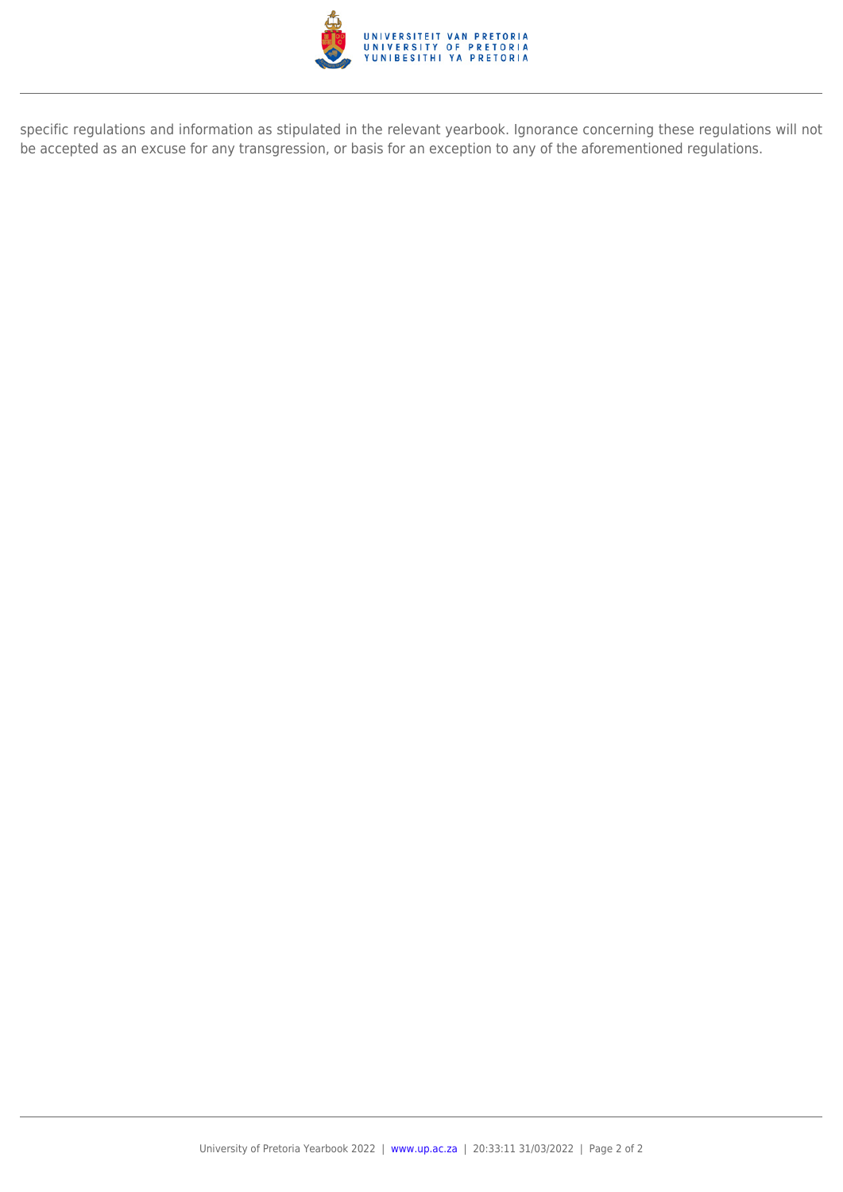specific regulations and information as stipulated in the relevant yearbook. Ignorance concerning these regulations will not be accepted as an excuse for any transgression, or basis for an exception to any of the aforementioned regulations.